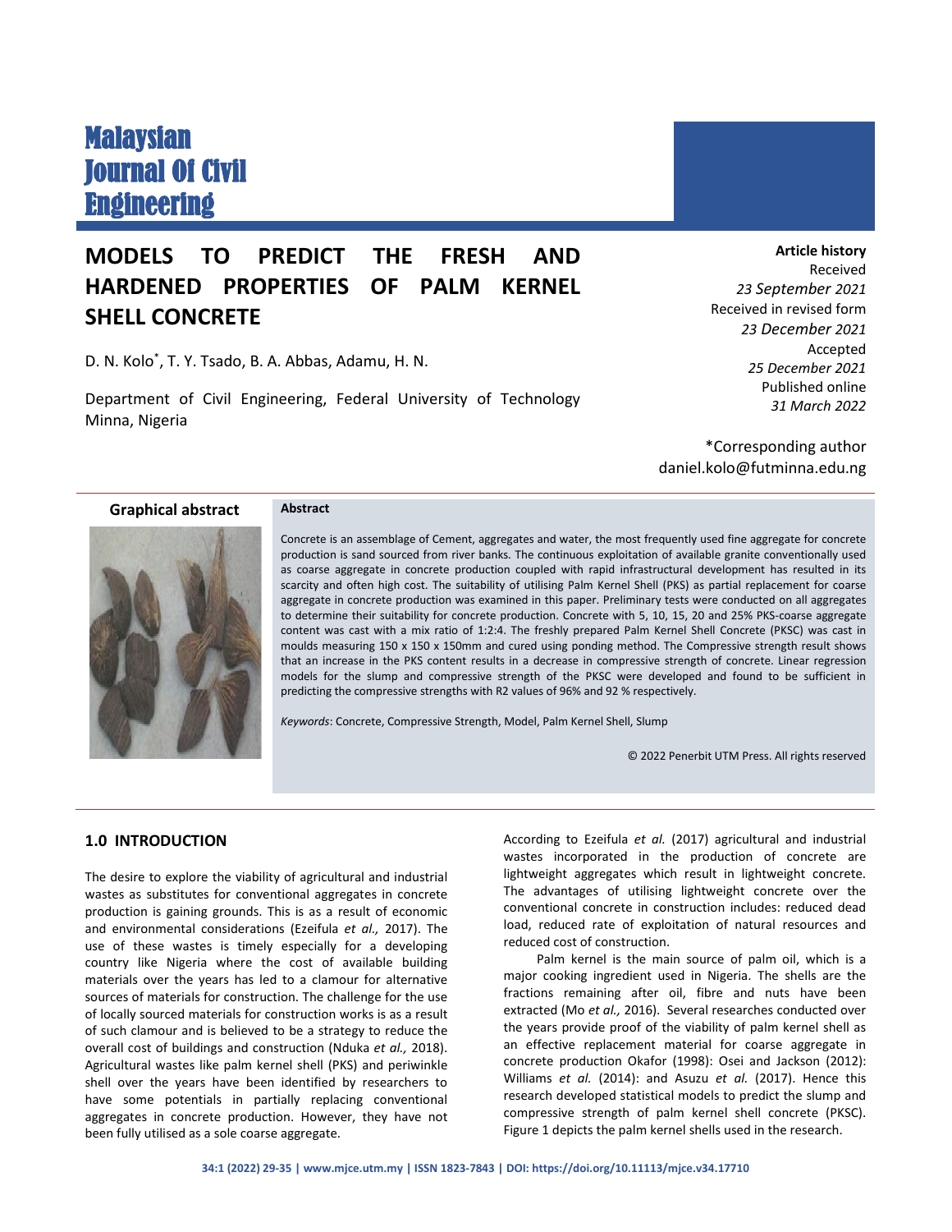Malaysian Journal Of Civil Engineering

# MODELS TO PREDICT THE FRESH AND HARDENED PROPERTIES OF PALM KERNEL SHELL CONCRETE

D. N. Kolo*, T. Y. Tsado, B. A. Abbas, Adamu, H. N.

Department of Civil Engineering, Federal University of Technology Minna, Nigeria

**Article history**
Received
*23 September 2021*
Received in revised form
*23 December 2021*
Accepted
*25 December 2021*
Published online
*31 March 2022*

*Corresponding author
daniel.kolo@futminna.edu.ng

**Graphical abstract**

**Abstract**

Concrete is an assemblage of Cement, aggregates and water, the most frequently used fine aggregate for concrete production is sand sourced from river banks. The continuous exploitation of available granite conventionally used as coarse aggregate in concrete production coupled with rapid infrastructural development has resulted in its scarcity and often high cost. The suitability of utilising Palm Kernel Shell (PKS) as partial replacement for coarse aggregate in concrete production was examined in this paper. Preliminary tests were conducted on all aggregates to determine their suitability for concrete production. Concrete with 5, 10, 15, 20 and 25% PKS-coarse aggregate content was cast with a mix ratio of 1:2:4. The freshly prepared Palm Kernel Shell Concrete (PKSC) was cast in moulds measuring 150 x 150 x 150mm and cured using ponding method. The Compressive strength result shows that an increase in the PKS content results in a decrease in compressive strength of concrete. Linear regression models for the slump and compressive strength of the PKSC were developed and found to be sufficient in predicting the compressive strengths with R2 values of 96% and 92 % respectively.

*Keywords*: Concrete, Compressive Strength, Model, Palm Kernel Shell, Slump

© 2022 Penerbit UTM Press. All rights reserved

## 1.0 INTRODUCTION

The desire to explore the viability of agricultural and industrial wastes as substitutes for conventional aggregates in concrete production is gaining grounds. This is as a result of economic and environmental considerations (Ezeifula *et al.,* 2017). The use of these wastes is timely especially for a developing country like Nigeria where the cost of available building materials over the years has led to a clamour for alternative sources of materials for construction. The challenge for the use of locally sourced materials for construction works is as a result of such clamour and is believed to be a strategy to reduce the overall cost of buildings and construction (Nduka *et al.,* 2018). Agricultural wastes like palm kernel shell (PKS) and periwinkle shell over the years have been identified by researchers to have some potentials in partially replacing conventional aggregates in concrete production. However, they have not been fully utilised as a sole coarse aggregate.

According to Ezeifula *et al.* (2017) agricultural and industrial wastes incorporated in the production of concrete are lightweight aggregates which result in lightweight concrete. The advantages of utilising lightweight concrete over the conventional concrete in construction includes: reduced dead load, reduced rate of exploitation of natural resources and reduced cost of construction.

Palm kernel is the main source of palm oil, which is a major cooking ingredient used in Nigeria. The shells are the fractions remaining after oil, fibre and nuts have been extracted (Mo *et al.,* 2016). Several researches conducted over the years provide proof of the viability of palm kernel shell as an effective replacement material for coarse aggregate in concrete production Okafor (1998): Osei and Jackson (2012): Williams *et al.* (2014): and Asuzu *et al.* (2017). Hence this research developed statistical models to predict the slump and compressive strength of palm kernel shell concrete (PKSC). Figure 1 depicts the palm kernel shells used in the research.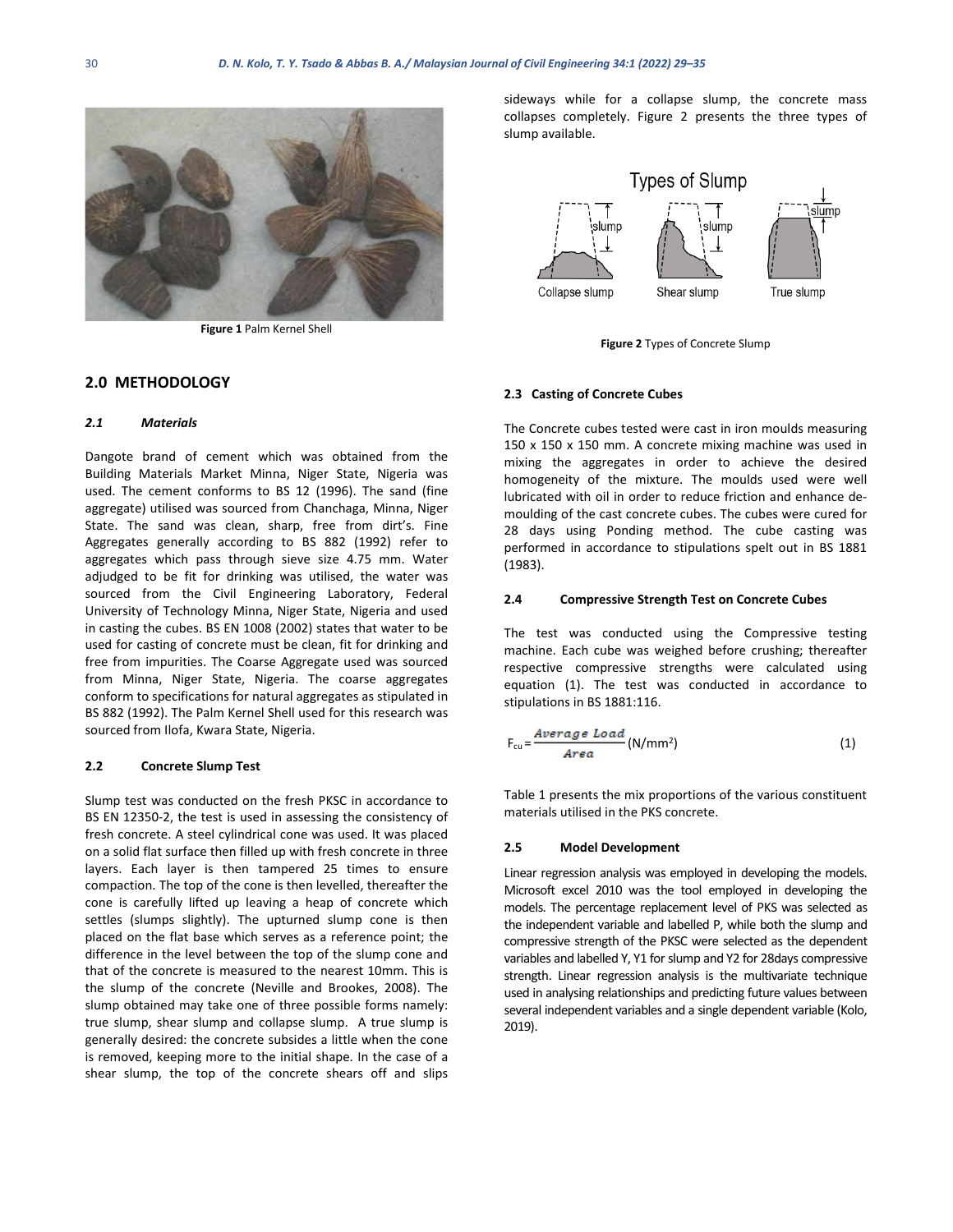**Figure 1** Palm Kernel Shell

## 2.0 METHODOLOGY

### *2.1 Materials*

Dangote brand of cement which was obtained from the Building Materials Market Minna, Niger State, Nigeria was used. The cement conforms to BS 12 (1996). The sand (fine aggregate) utilised was sourced from Chanchaga, Minna, Niger State. The sand was clean, sharp, free from dirt's. Fine Aggregates generally according to BS 882 (1992) refer to aggregates which pass through sieve size 4.75 mm. Water adjudged to be fit for drinking was utilised, the water was sourced from the Civil Engineering Laboratory, Federal University of Technology Minna, Niger State, Nigeria and used in casting the cubes. BS EN 1008 (2002) states that water to be used for casting of concrete must be clean, fit for drinking and free from impurities. The Coarse Aggregate used was sourced from Minna, Niger State, Nigeria. The coarse aggregates conform to specifications for natural aggregates as stipulated in BS 882 (1992). The Palm Kernel Shell used for this research was sourced from Ilofa, Kwara State, Nigeria.

### 2.2 Concrete Slump Test

Slump test was conducted on the fresh PKSC in accordance to BS EN 12350-2, the test is used in assessing the consistency of fresh concrete. A steel cylindrical cone was used. It was placed on a solid flat surface then filled up with fresh concrete in three layers. Each layer is then tampered 25 times to ensure compaction. The top of the cone is then levelled, thereafter the cone is carefully lifted up leaving a heap of concrete which settles (slumps slightly). The upturned slump cone is then placed on the flat base which serves as a reference point; the difference in the level between the top of the slump cone and that of the concrete is measured to the nearest 10mm. This is the slump of the concrete (Neville and Brookes, 2008). The slump obtained may take one of three possible forms namely: true slump, shear slump and collapse slump. A true slump is generally desired: the concrete subsides a little when the cone is removed, keeping more to the initial shape. In the case of a shear slump, the top of the concrete shears off and slips sideways while for a collapse slump, the concrete mass collapses completely. Figure 2 presents the three types of slump available.

**Figure 2** Types of Concrete Slump

### 2.3 Casting of Concrete Cubes

The Concrete cubes tested were cast in iron moulds measuring 150 x 150 x 150 mm. A concrete mixing machine was used in mixing the aggregates in order to achieve the desired homogeneity of the mixture. The moulds used were well lubricated with oil in order to reduce friction and enhance de-moulding of the cast concrete cubes. The cubes were cured for 28 days using Ponding method. The cube casting was performed in accordance to stipulations spelt out in BS 1881 (1983).

### 2.4 Compressive Strength Test on Concrete Cubes

The test was conducted using the Compressive testing machine. Each cube was weighed before crushing; thereafter the respective compressive strengths were calculated using equation (1). The test was conducted in accordance to stipulations in BS 1881:116.

$$F_{cu} = \frac{Average\ Load}{Area}\ (\text{N/mm}^2) \qquad (1)$$

Table 1 presents the mix proportions of the various constituent materials utilised in the PKS concrete.

### 2.5 Model Development

Linear regression analysis was employed in developing the models. Microsoft excel 2010 was the tool employed in developing the models. The percentage replacement level of PKS was selected as the independent variable and labelled P, while both the slump and compressive strength of the PKSC were selected as the dependent variables and labelled Y, Y1 for slump and Y2 for 28days compressive strength. Linear regression analysis is the multivariate technique used in analysing relationships and predicting future values between several independent variables and a single dependent variable (Kolo, 2019).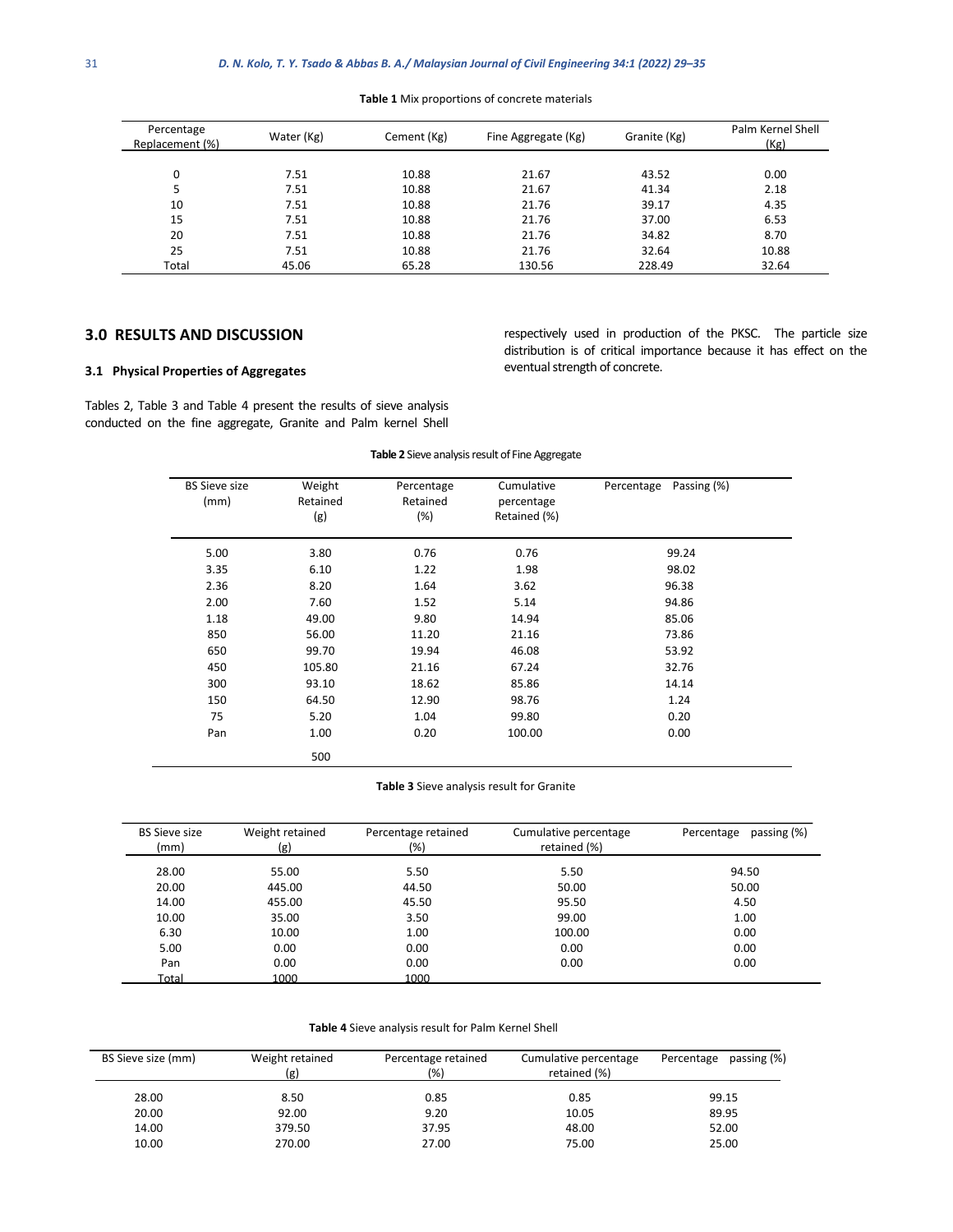**Table 1** Mix proportions of concrete materials

| Percentage Replacement (%) | Water (Kg) | Cement (Kg) | Fine Aggregate (Kg) | Granite (Kg) | Palm Kernel Shell (Kg) |
|---|---|---|---|---|---|
| 0 | 7.51 | 10.88 | 21.67 | 43.52 | 0.00 |
| 5 | 7.51 | 10.88 | 21.67 | 41.34 | 2.18 |
| 10 | 7.51 | 10.88 | 21.76 | 39.17 | 4.35 |
| 15 | 7.51 | 10.88 | 21.76 | 37.00 | 6.53 |
| 20 | 7.51 | 10.88 | 21.76 | 34.82 | 8.70 |
| 25 | 7.51 | 10.88 | 21.76 | 32.64 | 10.88 |
| Total | 45.06 | 65.28 | 130.56 | 228.49 | 32.64 |

## 3.0 RESULTS AND DISCUSSION

### 3.1 Physical Properties of Aggregates

Tables 2, Table 3 and Table 4 present the results of sieve analysis conducted on the fine aggregate, Granite and Palm kernel Shell respectively used in production of the PKSC. The particle size distribution is of critical importance because it has effect on the eventual strength of concrete.

**Table 2** Sieve analysis result of Fine Aggregate

| BS Sieve size (mm) | Weight Retained (g) | Percentage Retained (%) | Cumulative percentage Retained (%) | Percentage Passing (%) |
|---|---|---|---|---|
| 5.00 | 3.80 | 0.76 | 0.76 | 99.24 |
| 3.35 | 6.10 | 1.22 | 1.98 | 98.02 |
| 2.36 | 8.20 | 1.64 | 3.62 | 96.38 |
| 2.00 | 7.60 | 1.52 | 5.14 | 94.86 |
| 1.18 | 49.00 | 9.80 | 14.94 | 85.06 |
| 850 | 56.00 | 11.20 | 21.16 | 73.86 |
| 650 | 99.70 | 19.94 | 46.08 | 53.92 |
| 450 | 105.80 | 21.16 | 67.24 | 32.76 |
| 300 | 93.10 | 18.62 | 85.86 | 14.14 |
| 150 | 64.50 | 12.90 | 98.76 | 1.24 |
| 75 | 5.20 | 1.04 | 99.80 | 0.20 |
| Pan | 1.00 | 0.20 | 100.00 | 0.00 |
| | 500 | | | |

**Table 3** Sieve analysis result for Granite

| BS Sieve size (mm) | Weight retained (g) | Percentage retained (%) | Cumulative percentage retained (%) | Percentage passing (%) |
|---|---|---|---|---|
| 28.00 | 55.00 | 5.50 | 5.50 | 94.50 |
| 20.00 | 445.00 | 44.50 | 50.00 | 50.00 |
| 14.00 | 455.00 | 45.50 | 95.50 | 4.50 |
| 10.00 | 35.00 | 3.50 | 99.00 | 1.00 |
| 6.30 | 10.00 | 1.00 | 100.00 | 0.00 |
| 5.00 | 0.00 | 0.00 | 0.00 | 0.00 |
| Pan | 0.00 | 0.00 | 0.00 | 0.00 |
| Total | 1000 | 1000 | | |

**Table 4** Sieve analysis result for Palm Kernel Shell

| BS Sieve size (mm) | Weight retained (g) | Percentage retained (%) | Cumulative percentage retained (%) | Percentage passing (%) |
|---|---|---|---|---|
| 28.00 | 8.50 | 0.85 | 0.85 | 99.15 |
| 20.00 | 92.00 | 9.20 | 10.05 | 89.95 |
| 14.00 | 379.50 | 37.95 | 48.00 | 52.00 |
| 10.00 | 270.00 | 27.00 | 75.00 | 25.00 |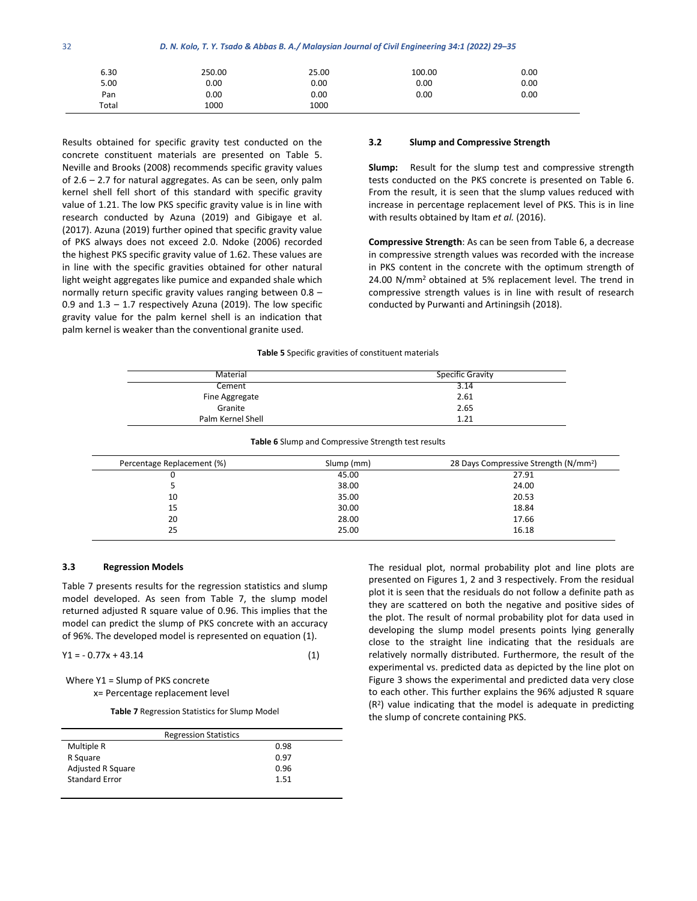| 6.30 | 250.00 | 25.00 | 100.00 | 0.00 |
|---|---|---|---|---|
| 5.00 | 0.00 | 0.00 | 0.00 | 0.00 |
| Pan | 0.00 | 0.00 | 0.00 | 0.00 |
| Total | 1000 | 1000 | | |

Results obtained for specific gravity test conducted on the concrete constituent materials are presented on Table 5. Neville and Brooks (2008) recommends specific gravity values of 2.6 – 2.7 for natural aggregates. As can be seen, only palm kernel shell fell short of this standard with specific gravity value of 1.21. The low PKS specific gravity value is in line with research conducted by Azuna (2019) and Gibigaye et al. (2017). Azuna (2019) further opined that specific gravity value of PKS always does not exceed 2.0. Ndoke (2006) recorded the highest PKS specific gravity value of 1.62. These values are in line with the specific gravities obtained for other natural light weight aggregates like pumice and expanded shale which normally return specific gravity values ranging between 0.8 – 0.9 and 1.3 – 1.7 respectively Azuna (2019). The low specific gravity value for the palm kernel shell is an indication that palm kernel is weaker than the conventional granite used.

### 3.2 Slump and Compressive Strength

**Slump:** Result for the slump test and compressive strength tests conducted on the PKS concrete is presented on Table 6. From the result, it is seen that the slump values reduced with increase in percentage replacement level of PKS. This is in line with results obtained by Itam *et al.* (2016).

**Compressive Strength**: As can be seen from Table 6, a decrease in compressive strength values was recorded with the increase in PKS content in the concrete with the optimum strength of 24.00 N/mm² obtained at 5% replacement level. The trend in compressive strength values is in line with result of research conducted by Purwanti and Artiningsih (2018).

**Table 5** Specific gravities of constituent materials

| Material | Specific Gravity |
|---|---|
| Cement | 3.14 |
| Fine Aggregate | 2.61 |
| Granite | 2.65 |
| Palm Kernel Shell | 1.21 |

**Table 6** Slump and Compressive Strength test results

| Percentage Replacement (%) | Slump (mm) | 28 Days Compressive Strength (N/mm²) |
|---|---|---|
| 0 | 45.00 | 27.91 |
| 5 | 38.00 | 24.00 |
| 10 | 35.00 | 20.53 |
| 15 | 30.00 | 18.84 |
| 20 | 28.00 | 17.66 |
| 25 | 25.00 | 16.18 |

### 3.3 Regression Models

Table 7 presents results for the regression statistics and slump model developed. As seen from Table 7, the slump model returned adjusted R square value of 0.96. This implies that the model can predict the slump of PKS concrete with an accuracy of 96%. The developed model is represented on equation (1).

$$Y1 = -0.77x + 43.14 \qquad (1)$$

Where Y1 = Slump of PKS concrete

x= Percentage replacement level

**Table 7** Regression Statistics for Slump Model

| Regression Statistics | |
|---|---|
| Multiple R | 0.98 |
| R Square | 0.97 |
| Adjusted R Square | 0.96 |
| Standard Error | 1.51 |

The residual plot, normal probability plot and line plots are presented on Figures 1, 2 and 3 respectively. From the residual plot it is seen that the residuals do not follow a definite path as they are scattered on both the negative and positive sides of the plot. The result of normal probability plot for data used in developing the slump model presents points lying generally close to the straight line indicating that the residuals are relatively normally distributed. Furthermore, the result of the experimental vs. predicted data as depicted by the line plot on Figure 3 shows the experimental and predicted data very close to each other. This further explains the 96% adjusted R square ($R^2$) value indicating that the model is adequate in predicting the slump of concrete containing PKS.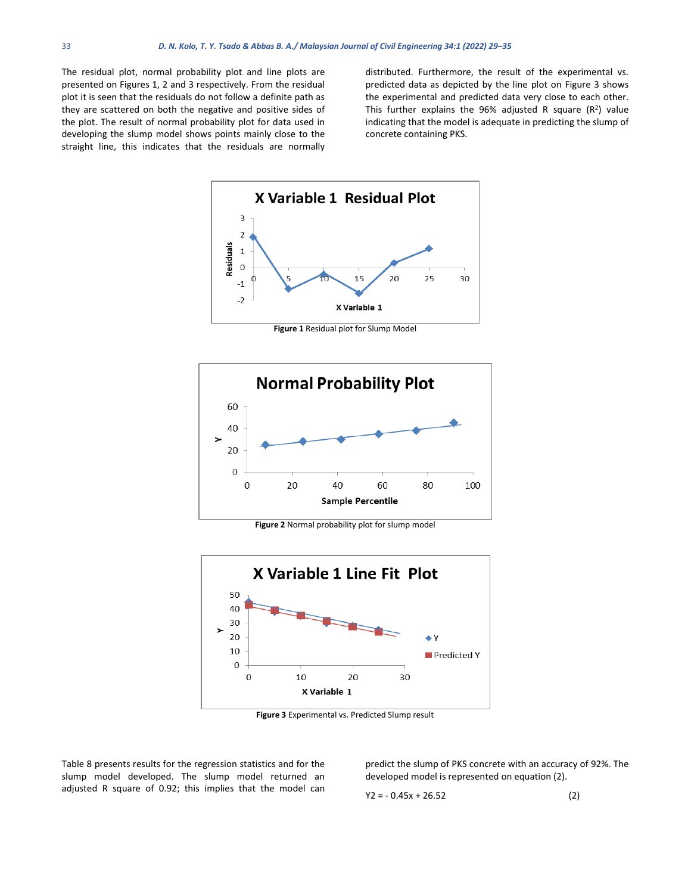The residual plot, normal probability plot and line plots are presented on Figures 1, 2 and 3 respectively. From the residual plot it is seen that the residuals do not follow a definite path as they are scattered on both the negative and positive sides of the plot. The result of normal probability plot for data used in developing the slump model shows points mainly close to the straight line, this indicates that the residuals are normally distributed. Furthermore, the result of the experimental vs. predicted data as depicted by the line plot on Figure 3 shows the experimental and predicted data very close to each other. This further explains the 96% adjusted R square ($R^2$) value indicating that the model is adequate in predicting the slump of concrete containing PKS.

**Figure 1** Residual plot for Slump Model

**Figure 2** Normal probability plot for slump model

**Figure 3** Experimental vs. Predicted Slump result

Table 8 presents results for the regression statistics and for the slump model developed. The slump model returned an adjusted R square of 0.92; this implies that the model can predict the slump of PKS concrete with an accuracy of 92%. The developed model is represented on equation (2).

$$Y2 = - 0.45x + 26.52 \quad (2)$$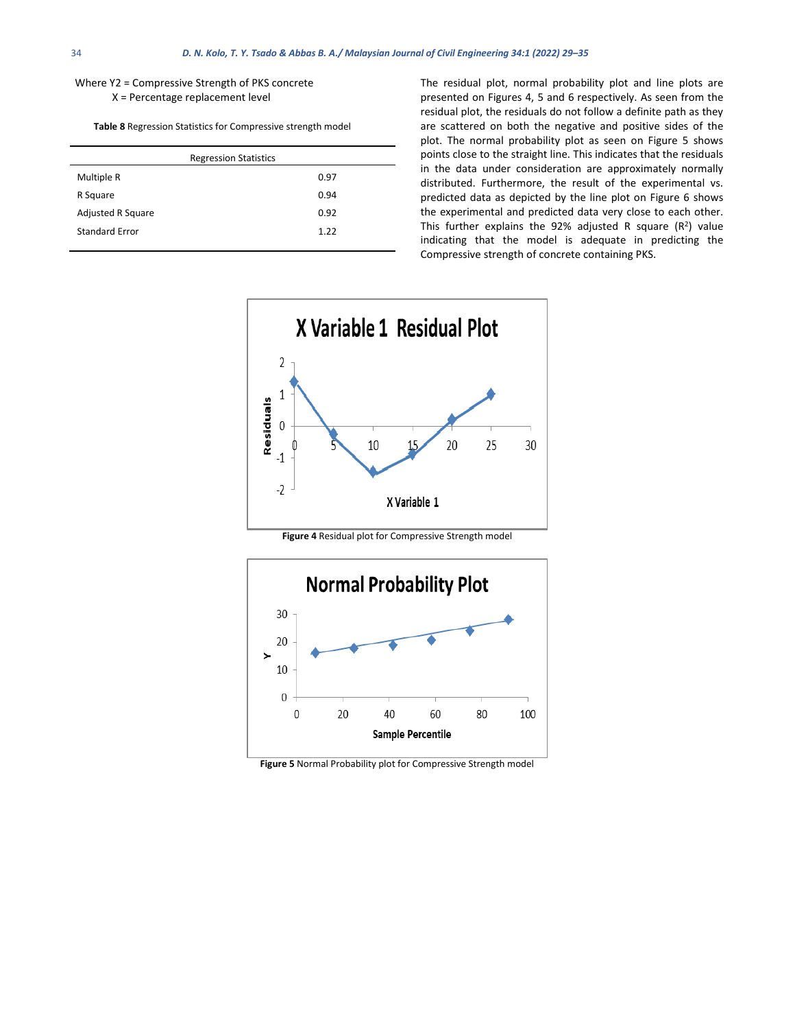Where Y2 = Compressive Strength of PKS concrete
X = Percentage replacement level

**Table 8** Regression Statistics for Compressive strength model

| Regression Statistics | |
|---|---|
| Multiple R | 0.97 |
| R Square | 0.94 |
| Adjusted R Square | 0.92 |
| Standard Error | 1.22 |

The residual plot, normal probability plot and line plots are presented on Figures 4, 5 and 6 respectively. As seen from the residual plot, the residuals do not follow a definite path as they are scattered on both the negative and positive sides of the plot. The normal probability plot as seen on Figure 5 shows points close to the straight line. This indicates that the residuals in the data under consideration are approximately normally distributed. Furthermore, the result of the experimental vs. predicted data as depicted by the line plot on Figure 6 shows the experimental and predicted data very close to each other. This further explains the 92% adjusted R square ($R^2$) value indicating that the model is adequate in predicting the Compressive strength of concrete containing PKS.

**Figure 4** Residual plot for Compressive Strength model

**Figure 5** Normal Probability plot for Compressive Strength model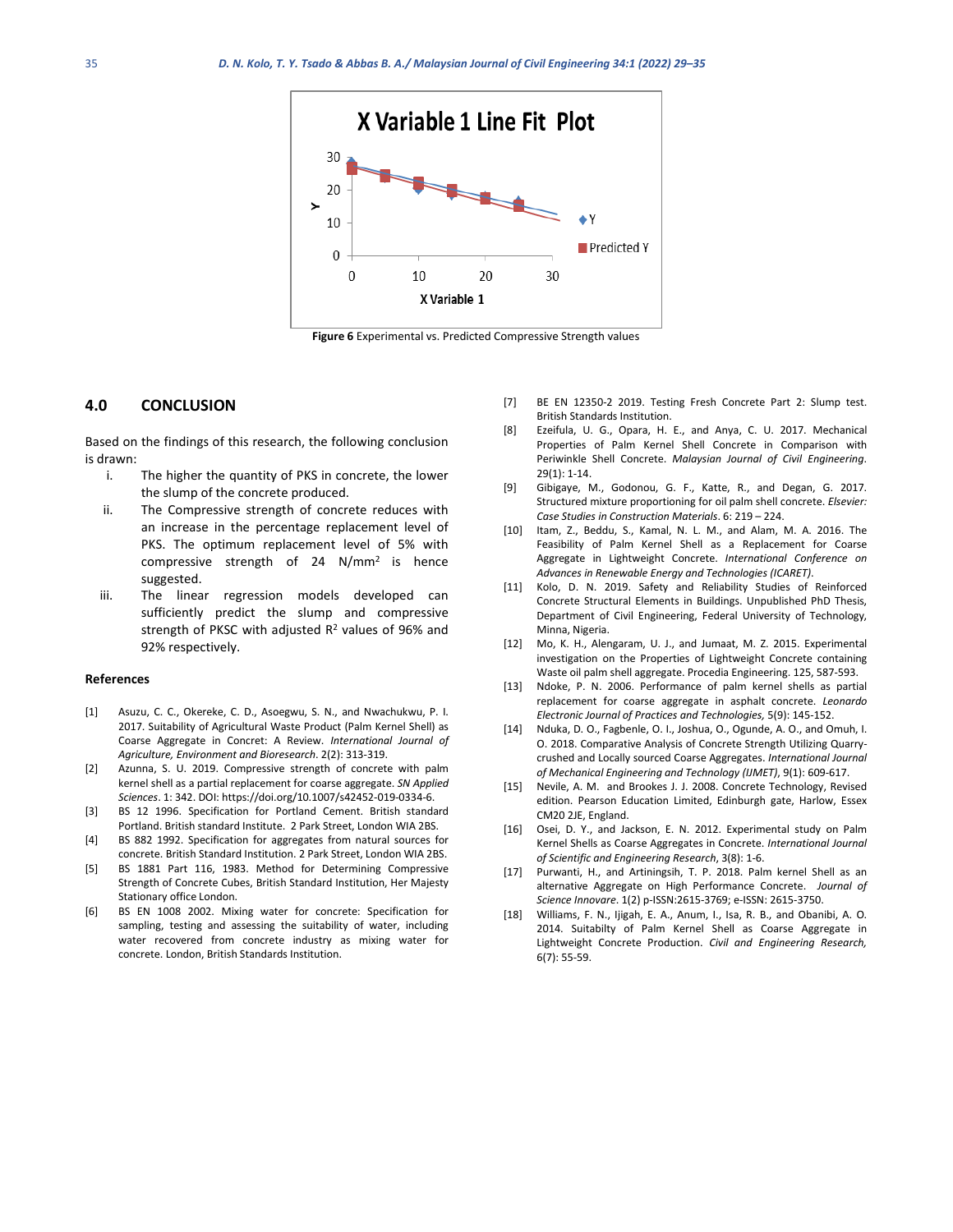X Variable 1 Line Fit Plot

Y

30
20
10
0

0 10 20 30

X Variable 1

Y
Predicted Y

**Figure 6** Experimental vs. Predicted Compressive Strength values

## 4.0 CONCLUSION

Based on the findings of this research, the following conclusion is drawn:

i. The higher the quantity of PKS in concrete, the lower the slump of the concrete produced.
ii. The Compressive strength of concrete reduces with an increase in the percentage replacement level of PKS. The optimum replacement level of 5% with compressive strength of 24 N/mm$^2$ is hence suggested.
iii. The linear regression models developed can sufficiently predict the slump and compressive strength of PKSC with adjusted $R^2$ values of 96% and 92% respectively.

### References

[1] Asuzu, C. C., Okereke, C. D., Asoegwu, S. N., and Nwachukwu, P. I. 2017. Suitability of Agricultural Waste Product (Palm Kernel Shell) as Coarse Aggregate in Concrete: A Review. *International Journal of Agriculture, Environment and Bioresearch*. 2(2): 313-319.

[2] Azunna, S. U. 2019. Compressive strength of concrete with palm kernel shell as a partial replacement for coarse aggregate. *SN Applied Sciences*. 1: 342. DOI: https://doi.org/10.1007/s42452-019-0334-6.

[3] BS 12 1996. Specification for Portland Cement. British standard Portland. British standard Institute. 2 Park Street, London WIA 2BS.

[4] BS 882 1992. Specification for aggregates from natural sources for concrete. British Standard Institution. 2 Park Street, London WIA 2BS.

[5] BS 1881 Part 116, 1983. Method for Determining Compressive Strength of Concrete Cubes, British Standard Institution, Her Majesty Stationary office London.

[6] BS EN 1008 2002. Mixing water for concrete: Specification for sampling, testing and assessing the suitability of water, including water recovered from concrete industry as mixing water for concrete. London, British Standards Institution.

[7] BE EN 12350-2 2019. Testing Fresh Concrete Part 2: Slump test. British Standards Institution.

[8] Ezeifula, U. G., Opara, H. E., and Anya, C. U. 2017. Mechanical Properties of Palm Kernel Shell Concrete in Comparison with Periwinkle Shell Concrete. *Malaysian Journal of Civil Engineering*. 29(1): 1-14.

[9] Gibigaye, M., Godonou, G. F., Katte, R., and Degan, G. 2017. Structured mixture proportioning for oil palm shell concrete. *Elsevier: Case Studies in Construction Materials*. 6: 219 – 224.

[10] Itam, Z., Beddu, S., Kamal, N. L. M., and Alam, M. A. 2016. The Feasibility of Palm Kernel Shell as a Replacement for Coarse Aggregate in Lightweight Concrete. *International Conference on Advances in Renewable Energy and Technologies (ICARET)*.

[11] Kolo, D. N. 2019. Safety and Reliability Studies of Reinforced Concrete Structural Elements in Buildings. Unpublished PhD Thesis, Department of Civil Engineering, Federal University of Technology, Minna, Nigeria.

[12] Mo, K. H., Alengaram, U. J., and Jumaat, M. Z. 2015. Experimental investigation on the Properties of Lightweight Concrete containing Waste oil palm shell aggregate. Procedia Engineering. 125, 587-593.

[13] Ndoke, P. N. 2006. Performance of palm kernel shells as partial replacement for coarse aggregate in asphalt concrete. *Leonardo Electronic Journal of Practices and Technologies,* 5(9): 145-152.

[14] Nduka, D. O., Fagbenle, O. I., Joshua, O., Ogunde, A. O., and Omuh, I. O. 2018. Comparative Analysis of Concrete Strength Utilizing Quarry-crushed and Locally sourced Coarse Aggregates. *International Journal of Mechanical Engineering and Technology (IJMET)*, 9(1): 609-617.

[15] Nevile, A. M. and Brookes J. J. 2008. Concrete Technology, Revised edition. Pearson Education Limited, Edinburgh gate, Harlow, Essex CM20 2JE, England.

[16] Osei, D. Y., and Jackson, E. N. 2012. Experimental study on Palm Kernel Shells as Coarse Aggregates in Concrete. *International Journal of Scientific and Engineering Research*, 3(8): 1-6.

[17] Purwanti, H., and Artiningsih, T. P. 2018. Palm kernel Shell as an alternative Aggregate on High Performance Concrete. *Journal of Science Innovare*. 1(2) p-ISSN:2615-3769; e-ISSN: 2615-3750.

[18] Williams, F. N., Ijigah, E. A., Anum, I., Isa, R. B., and Obanibi, A. O. 2014. Suitabilty of Palm Kernel Shell as Coarse Aggregate in Lightweight Concrete Production. *Civil and Engineering Research,* 6(7): 55-59.